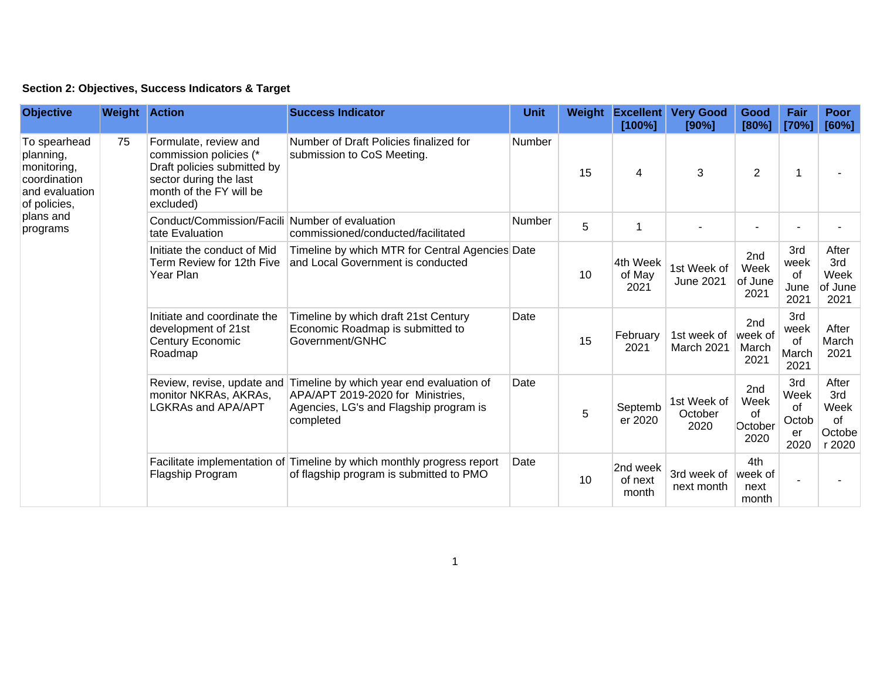**Section 2: Objectives, Success Indicators & Target**

| Objective | Weight | Action | Success Indicator | Unit | Weight | Excellent [100%] | Very Good [90%] | Good [80%] | Fair [70%] | Poor [60%] |
|---|---|---|---|---|---|---|---|---|---|---|
| To spearhead planning, monitoring, coordination and evaluation of policies, plans and programs | 75 | Formulate, review and commission policies (* Draft policies submitted by sector during the last month of the FY will be excluded) | Number of Draft Policies finalized for submission to CoS Meeting. | Number | 15 | 4 | 3 | 2 | 1 | - |
| | | Conduct/Commission/Facilitate Evaluation | Number of evaluation commissioned/conducted/facilitated | Number | 5 | 1 | - | - | - | - |
| | | Initiate the conduct of Mid Term Review for 12th Five Year Plan | Timeline by which MTR for Central Agencies and Local Government is conducted | Date | 10 | 4th Week of May 2021 | 1st Week of June 2021 | 2nd Week of June 2021 | 3rd week of June 2021 | After 3rd Week of June 2021 |
| | | Initiate and coordinate the development of 21st Century Economic Roadmap | Timeline by which draft 21st Century Economic Roadmap is submitted to Government/GNHC | Date | 15 | February 2021 | 1st week of March 2021 | 2nd week of March 2021 | 3rd week of March 2021 | After March 2021 |
| | | Review, revise, update and monitor NKRAs, AKRAs, LGKRAs and APA/APT | Timeline by which year end evaluation of APA/APT 2019-2020 for Ministries, Agencies, LG's and Flagship program is completed | Date | 5 | September 2020 | 1st Week of October 2020 | 2nd Week of October 2020 | 3rd Week of October 2020 | After 3rd Week of October 2020 |
| | | Facilitate implementation of Flagship Program | Timeline by which monthly progress report of flagship program is submitted to PMO | Date | 10 | 2nd week of next month | 3rd week of next month | 4th week of next month | - | - |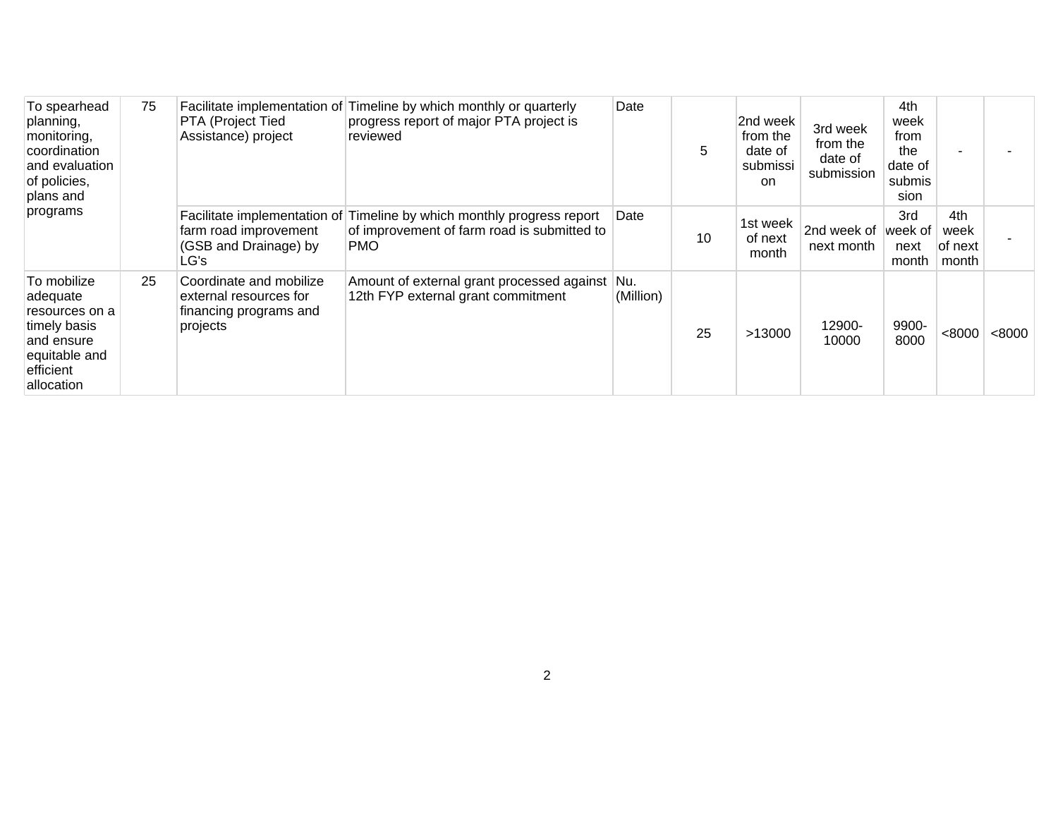| | | | | | | | | | | |
|---|---|---|---|---|---|---|---|---|---|---|
| To spearhead planning, monitoring, coordination and evaluation of policies, plans and programs | 75 | Facilitate implementation of PTA (Project Tied Assistance) project | Timeline by which monthly or quarterly progress report of major PTA project is reviewed | Date | 5 | 2nd week from the date of submission | 3rd week from the date of submission | 4th week from the date of submission | - | - |
| | | Facilitate implementation of farm road improvement (GSB and Drainage) by LG's | Timeline by which monthly progress report of improvement of farm road is submitted to PMO | Date | 10 | 1st week of next month | 2nd week of next month | 3rd week of next month | 4th week of next month | - |
| To mobilize adequate resources on a timely basis and ensure equitable and efficient allocation | 25 | Coordinate and mobilize external resources for financing programs and projects | Amount of external grant processed against 12th FYP external grant commitment | Nu. (Million) | 25 | >13000 | 12900-10000 | 9900-8000 | <8000 | <8000 |